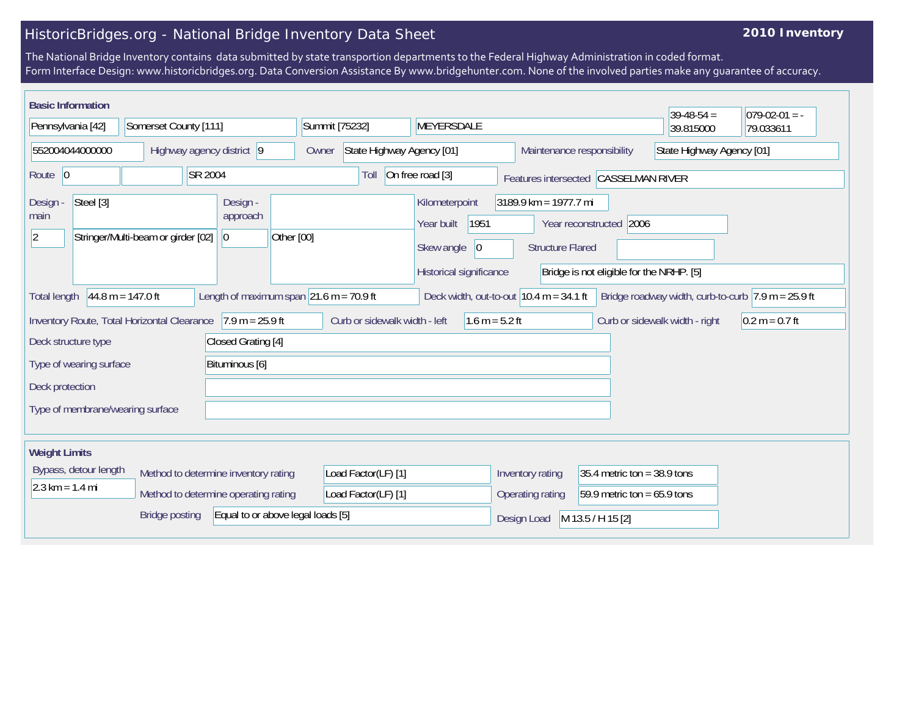# HistoricBridges.org - National Bridge Inventory Data Sheet

**2010 Inventory**

The National Bridge Inventory contains data submitted by state transportion departments to the Federal Highway Administration in coded format.
Form Interface Design: www.historicbridges.org. Data Conversion Assistance By www.bridgehunter.com. None of the involved parties make any guarantee of accuracy.

## Basic Information

| | |
|---|---|
| State | Pennsylvania [42] |
| County | Somerset County [111] |
| Place | Summit [75232] |
| Location | MEYERSDALE |
| Latitude | 39-48-54 = 39.815000 |
| Longitude | 079-02-01 = -79.033611 |
| Structure number | 552004044000000 |
| Highway agency district | 9 |
| Owner | State Highway Agency [01] |
| Maintenance responsibility | State Highway Agency [01] |
| Route | 0 |
| Facility | SR 2004 |
| Toll | On free road [3] |
| Features intersected | CASSELMAN RIVER |
| Design - main | Steel [3] |
| | 2 - Stringer/Multi-beam or girder [02] |
| Design - approach | 0 - Other [00] |
| Kilometerpoint | 3189.9 km = 1977.7 mi |
| Year built | 1951 |
| Year reconstructed | 2006 |
| Skew angle | 0 |
| Structure Flared | |
| Historical significance | Bridge is not eligible for the NRHP. [5] |
| Total length | 44.8 m = 147.0 ft |
| Length of maximum span | 21.6 m = 70.9 ft |
| Deck width, out-to-out | 10.4 m = 34.1 ft |
| Bridge roadway width, curb-to-curb | 7.9 m = 25.9 ft |
| Inventory Route, Total Horizontal Clearance | 7.9 m = 25.9 ft |
| Curb or sidewalk width - left | 1.6 m = 5.2 ft |
| Curb or sidewalk width - right | 0.2 m = 0.7 ft |
| Deck structure type | Closed Grating [4] |
| Type of wearing surface | Bituminous [6] |
| Deck protection | |
| Type of membrane/wearing surface | |

## Weight Limits

| | |
|---|---|
| Bypass, detour length | 2.3 km = 1.4 mi |
| Method to determine inventory rating | Load Factor(LF) [1] |
| Method to determine operating rating | Load Factor(LF) [1] |
| Bridge posting | Equal to or above legal loads [5] |
| Inventory rating | 35.4 metric ton = 38.9 tons |
| Operating rating | 59.9 metric ton = 65.9 tons |
| Design Load | M 13.5 / H 15 [2] |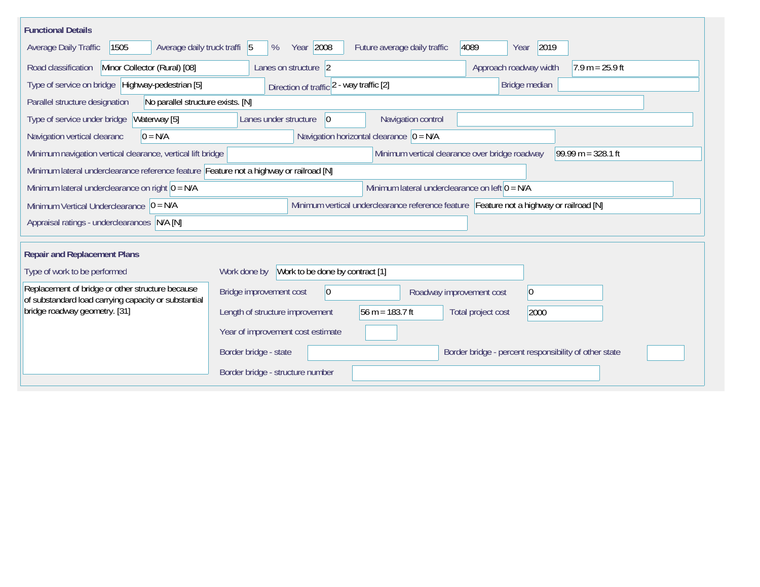## Functional Details

| Field | Value |
|---|---|
| Average Daily Traffic | 1505 |
| Average daily truck traffi | 5 % |
| Year | 2008 |
| Future average daily traffic | 4089 |
| Year | 2019 |
| Road classification | Minor Collector (Rural) [08] |
| Lanes on structure | 2 |
| Approach roadway width | 7.9 m = 25.9 ft |
| Type of service on bridge | Highway-pedestrian [5] |
| Direction of traffic | 2 - way traffic [2] |
| Bridge median | |
| Parallel structure designation | No parallel structure exists. [N] |
| Type of service under bridge | Waterway [5] |
| Lanes under structure | 0 |
| Navigation control | |
| Navigation vertical clearanc | 0 = N/A |
| Navigation horizontal clearance | 0 = N/A |
| Minimum navigation vertical clearance, vertical lift bridge | |
| Minimum vertical clearance over bridge roadway | 99.99 m = 328.1 ft |
| Minimum lateral underclearance reference feature | Feature not a highway or railroad [N] |
| Minimum lateral underclearance on right | 0 = N/A |
| Minimum lateral underclearance on left | 0 = N/A |
| Minimum Vertical Underclearance | 0 = N/A |
| Minimum vertical underclearance reference feature | Feature not a highway or railroad [N] |
| Appraisal ratings - underclearances | N/A [N] |

## Repair and Replacement Plans

| Field | Value |
|---|---|
| Type of work to be performed | Replacement of bridge or other structure because of substandard load carrying capacity or substantial bridge roadway geometry. [31] |
| Work done by | Work to be done by contract [1] |
| Bridge improvement cost | 0 |
| Roadway improvement cost | 0 |
| Length of structure improvement | 56 m = 183.7 ft |
| Total project cost | 2000 |
| Year of improvement cost estimate | |
| Border bridge - state | |
| Border bridge - percent responsibility of other state | |
| Border bridge - structure number | |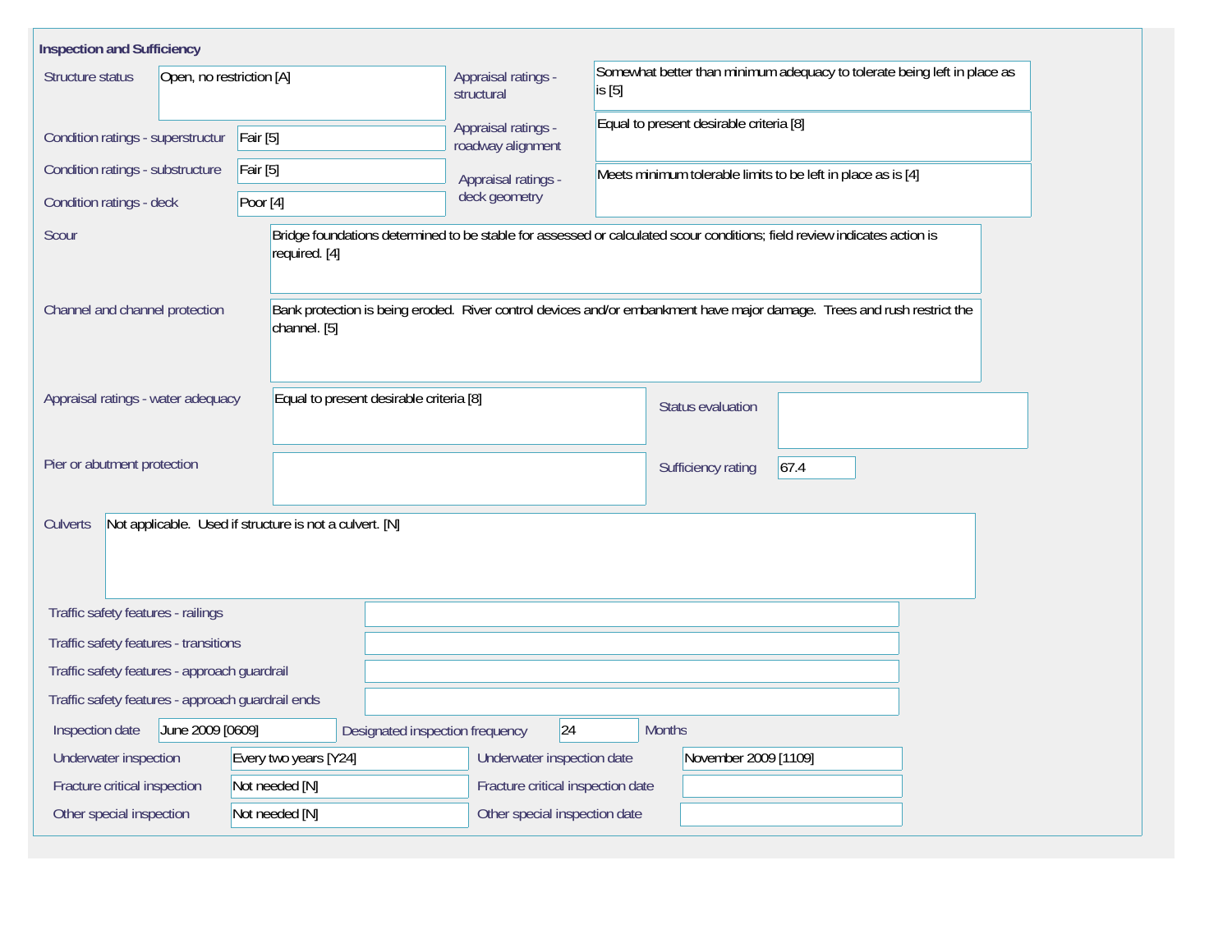## Inspection and Sufficiency

| Field | Value |
|---|---|
| Structure status | Open, no restriction [A] |
| Appraisal ratings - structural | Somewhat better than minimum adequacy to tolerate being left in place as is [5] |
| Condition ratings - superstructur | Fair [5] |
| Appraisal ratings - roadway alignment | Equal to present desirable criteria [8] |
| Condition ratings - substructure | Fair [5] |
| Appraisal ratings - deck geometry | Meets minimum tolerable limits to be left in place as is [4] |
| Condition ratings - deck | Poor [4] |
| Scour | Bridge foundations determined to be stable for assessed or calculated scour conditions; field review indicates action is required. [4] |
| Channel and channel protection | Bank protection is being eroded. River control devices and/or embankment have major damage. Trees and rush restrict the channel. [5] |
| Appraisal ratings - water adequacy | Equal to present desirable criteria [8] |
| Status evaluation | |
| Pier or abutment protection | |
| Sufficiency rating | 67.4 |
| Culverts | Not applicable. Used if structure is not a culvert. [N] |
| Traffic safety features - railings | |
| Traffic safety features - transitions | |
| Traffic safety features - approach guardrail | |
| Traffic safety features - approach guardrail ends | |
| Inspection date | June 2009 [0609] |
| Designated inspection frequency | 24 Months |
| Underwater inspection | Every two years [Y24] |
| Underwater inspection date | November 2009 [1109] |
| Fracture critical inspection | Not needed [N] |
| Fracture critical inspection date | |
| Other special inspection | Not needed [N] |
| Other special inspection date | |